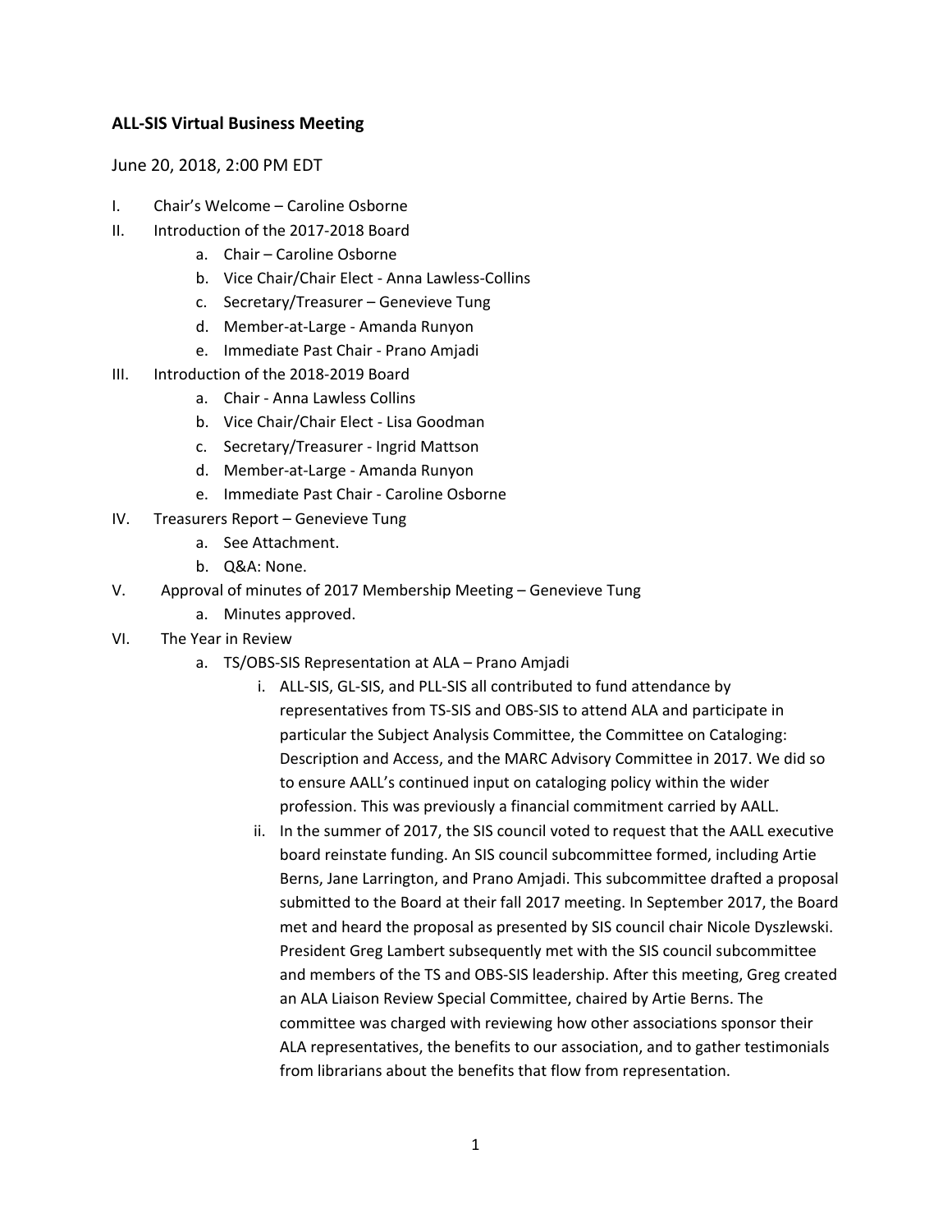**ALL-SIS Virtual Business Meeting**

June 20, 2018, 2:00 PM EDT

I. Chair's Welcome – Caroline Osborne

II. Introduction of the 2017-2018 Board
   - a. Chair – Caroline Osborne
   - b. Vice Chair/Chair Elect - Anna Lawless-Collins
   - c. Secretary/Treasurer – Genevieve Tung
   - d. Member-at-Large - Amanda Runyon
   - e. Immediate Past Chair - Prano Amjadi

III. Introduction of the 2018-2019 Board
   - a. Chair - Anna Lawless Collins
   - b. Vice Chair/Chair Elect - Lisa Goodman
   - c. Secretary/Treasurer - Ingrid Mattson
   - d. Member-at-Large - Amanda Runyon
   - e. Immediate Past Chair - Caroline Osborne

IV. Treasurers Report – Genevieve Tung
   - a. See Attachment.
   - b. Q&A: None.

V. Approval of minutes of 2017 Membership Meeting – Genevieve Tung
   - a. Minutes approved.

VI. The Year in Review
   - a. TS/OBS-SIS Representation at ALA – Prano Amjadi
      - i. ALL-SIS, GL-SIS, and PLL-SIS all contributed to fund attendance by representatives from TS-SIS and OBS-SIS to attend ALA and participate in particular the Subject Analysis Committee, the Committee on Cataloging: Description and Access, and the MARC Advisory Committee in 2017. We did so to ensure AALL's continued input on cataloging policy within the wider profession. This was previously a financial commitment carried by AALL.
      - ii. In the summer of 2017, the SIS council voted to request that the AALL executive board reinstate funding. An SIS council subcommittee formed, including Artie Berns, Jane Larrington, and Prano Amjadi. This subcommittee drafted a proposal submitted to the Board at their fall 2017 meeting. In September 2017, the Board met and heard the proposal as presented by SIS council chair Nicole Dyszlewski. President Greg Lambert subsequently met with the SIS council subcommittee and members of the TS and OBS-SIS leadership. After this meeting, Greg created an ALA Liaison Review Special Committee, chaired by Artie Berns. The committee was charged with reviewing how other associations sponsor their ALA representatives, the benefits to our association, and to gather testimonials from librarians about the benefits that flow from representation.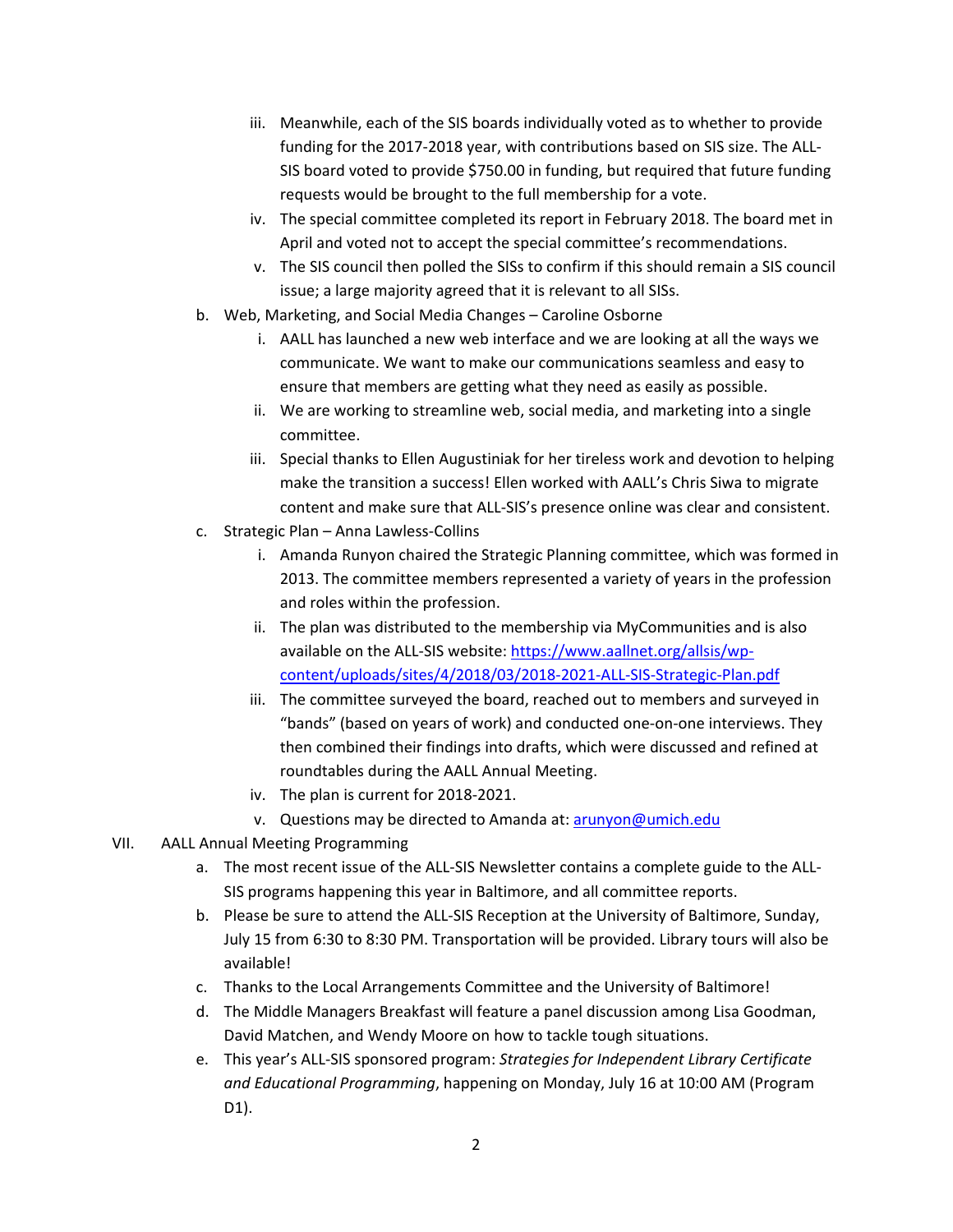iii. Meanwhile, each of the SIS boards individually voted as to whether to provide funding for the 2017-2018 year, with contributions based on SIS size. The ALL-SIS board voted to provide $750.00 in funding, but required that future funding requests would be brought to the full membership for a vote.
   iv. The special committee completed its report in February 2018. The board met in April and voted not to accept the special committee's recommendations.
   v. The SIS council then polled the SISs to confirm if this should remain a SIS council issue; a large majority agreed that it is relevant to all SISs.

b. Web, Marketing, and Social Media Changes – Caroline Osborne
   i. AALL has launched a new web interface and we are looking at all the ways we communicate. We want to make our communications seamless and easy to ensure that members are getting what they need as easily as possible.
   ii. We are working to streamline web, social media, and marketing into a single committee.
   iii. Special thanks to Ellen Augustiniak for her tireless work and devotion to helping make the transition a success! Ellen worked with AALL's Chris Siwa to migrate content and make sure that ALL-SIS's presence online was clear and consistent.

c. Strategic Plan – Anna Lawless-Collins
   i. Amanda Runyon chaired the Strategic Planning committee, which was formed in 2013. The committee members represented a variety of years in the profession and roles within the profession.
   ii. The plan was distributed to the membership via MyCommunities and is also available on the ALL-SIS website: [https://www.aallnet.org/allsis/wp-content/uploads/sites/4/2018/03/2018-2021-ALL-SIS-Strategic-Plan.pdf](https://www.aallnet.org/allsis/wp-content/uploads/sites/4/2018/03/2018-2021-ALL-SIS-Strategic-Plan.pdf)
   iii. The committee surveyed the board, reached out to members and surveyed in "bands" (based on years of work) and conducted one-on-one interviews. They then combined their findings into drafts, which were discussed and refined at roundtables during the AALL Annual Meeting.
   iv. The plan is current for 2018-2021.
   v. Questions may be directed to Amanda at: [arunyon@umich.edu](mailto:arunyon@umich.edu)

VII. AALL Annual Meeting Programming

a. The most recent issue of the ALL-SIS Newsletter contains a complete guide to the ALL-SIS programs happening this year in Baltimore, and all committee reports.
b. Please be sure to attend the ALL-SIS Reception at the University of Baltimore, Sunday, July 15 from 6:30 to 8:30 PM. Transportation will be provided. Library tours will also be available!
c. Thanks to the Local Arrangements Committee and the University of Baltimore!
d. The Middle Managers Breakfast will feature a panel discussion among Lisa Goodman, David Matchen, and Wendy Moore on how to tackle tough situations.
e. This year's ALL-SIS sponsored program: *Strategies for Independent Library Certificate and Educational Programming*, happening on Monday, July 16 at 10:00 AM (Program D1).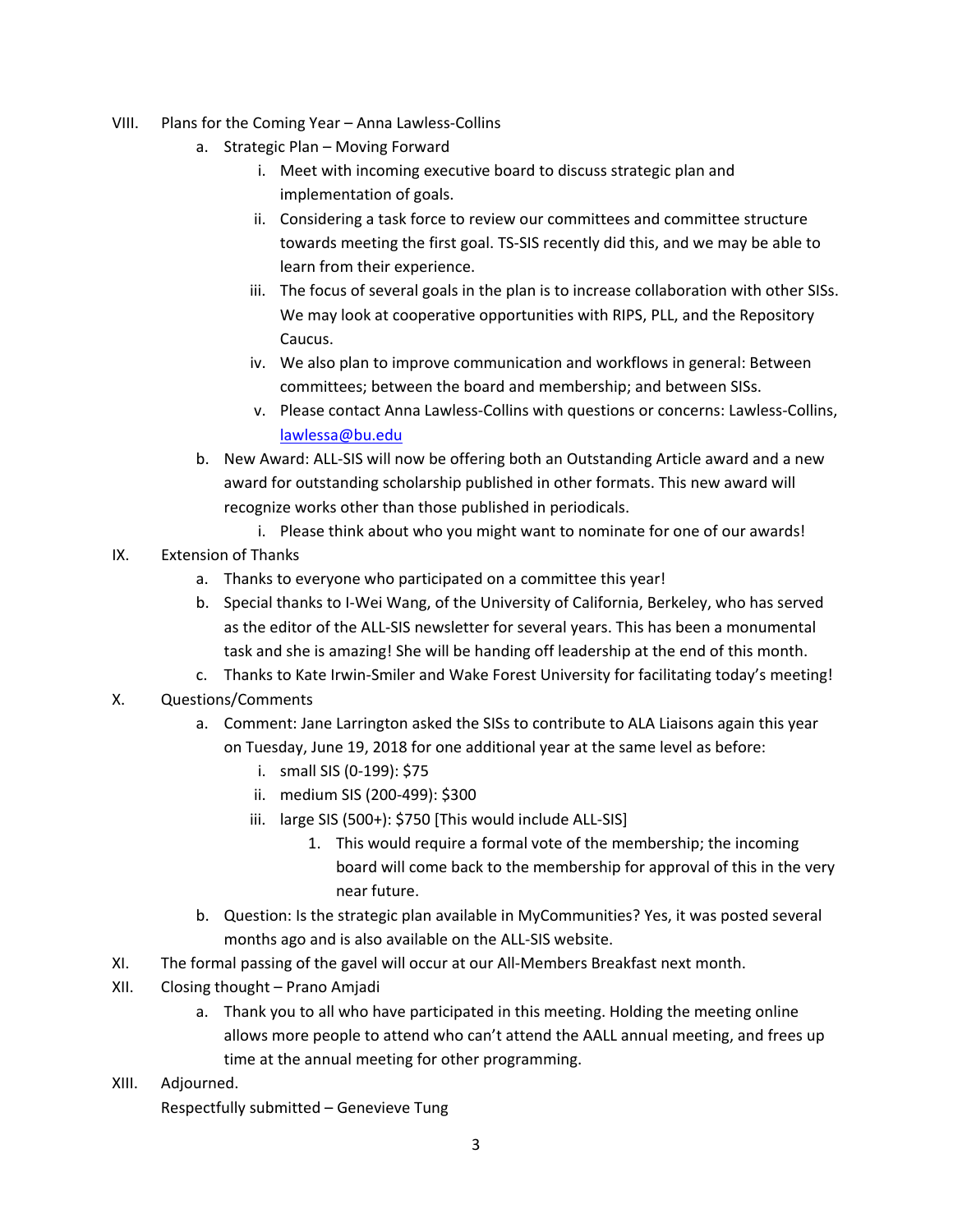VIII. Plans for the Coming Year – Anna Lawless-Collins
   a. Strategic Plan – Moving Forward
      i. Meet with incoming executive board to discuss strategic plan and implementation of goals.
      ii. Considering a task force to review our committees and committee structure towards meeting the first goal. TS-SIS recently did this, and we may be able to learn from their experience.
      iii. The focus of several goals in the plan is to increase collaboration with other SISs. We may look at cooperative opportunities with RIPS, PLL, and the Repository Caucus.
      iv. We also plan to improve communication and workflows in general: Between committees; between the board and membership; and between SISs.
      v. Please contact Anna Lawless-Collins with questions or concerns: Lawless-Collins, lawlessa@bu.edu
   b. New Award: ALL-SIS will now be offering both an Outstanding Article award and a new award for outstanding scholarship published in other formats. This new award will recognize works other than those published in periodicals.
      i. Please think about who you might want to nominate for one of our awards!

IX. Extension of Thanks
   a. Thanks to everyone who participated on a committee this year!
   b. Special thanks to I-Wei Wang, of the University of California, Berkeley, who has served as the editor of the ALL-SIS newsletter for several years. This has been a monumental task and she is amazing! She will be handing off leadership at the end of this month.
   c. Thanks to Kate Irwin-Smiler and Wake Forest University for facilitating today's meeting!

X. Questions/Comments
   a. Comment: Jane Larrington asked the SISs to contribute to ALA Liaisons again this year on Tuesday, June 19, 2018 for one additional year at the same level as before:
      i. small SIS (0-199): $75
      ii. medium SIS (200-499): $300
      iii. large SIS (500+): $750 [This would include ALL-SIS]
         1. This would require a formal vote of the membership; the incoming board will come back to the membership for approval of this in the very near future.
   b. Question: Is the strategic plan available in MyCommunities? Yes, it was posted several months ago and is also available on the ALL-SIS website.

XI. The formal passing of the gavel will occur at our All-Members Breakfast next month.

XII. Closing thought – Prano Amjadi
   a. Thank you to all who have participated in this meeting. Holding the meeting online allows more people to attend who can't attend the AALL annual meeting, and frees up time at the annual meeting for other programming.

XIII. Adjourned.

Respectfully submitted – Genevieve Tung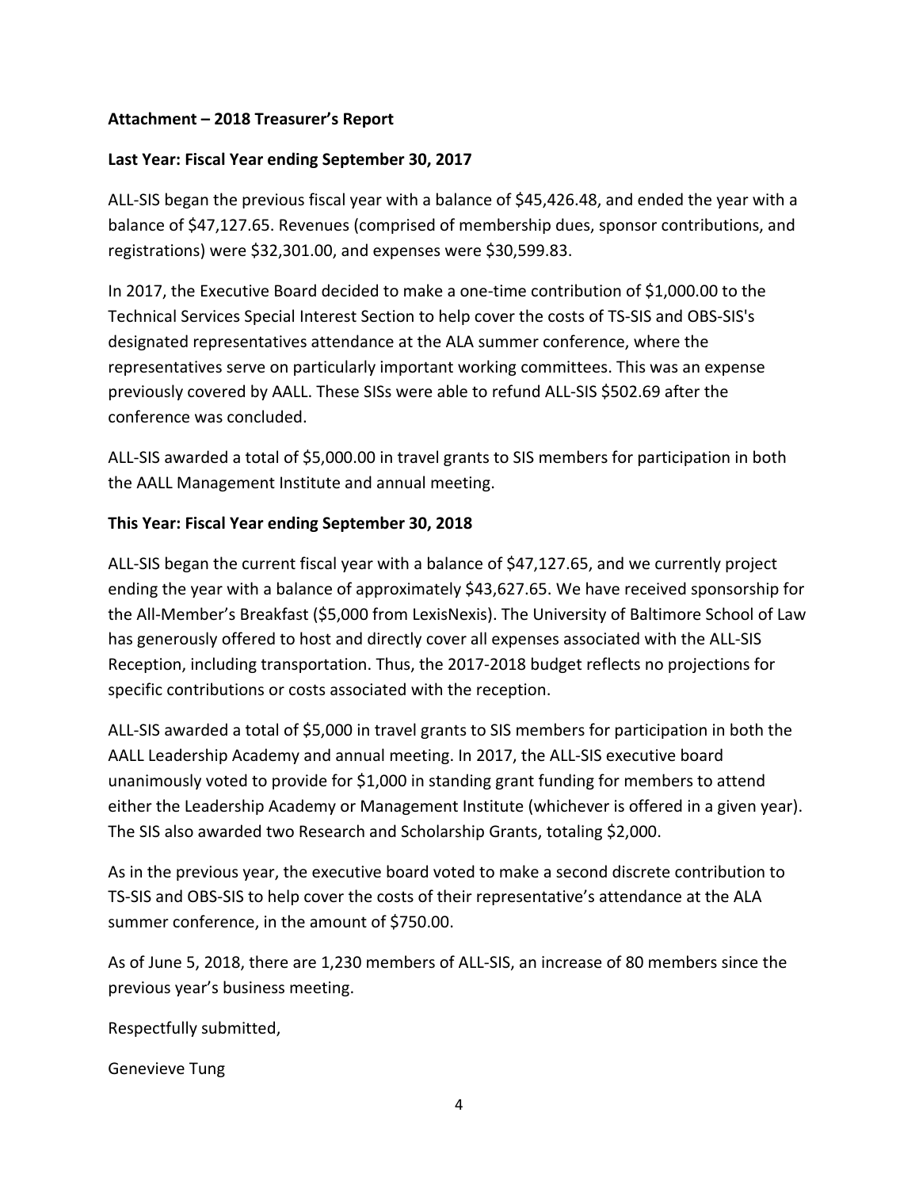**Attachment – 2018 Treasurer's Report**

**Last Year: Fiscal Year ending September 30, 2017**

ALL-SIS began the previous fiscal year with a balance of $45,426.48, and ended the year with a balance of $47,127.65. Revenues (comprised of membership dues, sponsor contributions, and registrations) were $32,301.00, and expenses were $30,599.83.

In 2017, the Executive Board decided to make a one-time contribution of $1,000.00 to the Technical Services Special Interest Section to help cover the costs of TS-SIS and OBS-SIS's designated representatives attendance at the ALA summer conference, where the representatives serve on particularly important working committees. This was an expense previously covered by AALL. These SISs were able to refund ALL-SIS $502.69 after the conference was concluded.

ALL-SIS awarded a total of $5,000.00 in travel grants to SIS members for participation in both the AALL Management Institute and annual meeting.

**This Year: Fiscal Year ending September 30, 2018**

ALL-SIS began the current fiscal year with a balance of $47,127.65, and we currently project ending the year with a balance of approximately $43,627.65. We have received sponsorship for the All-Member's Breakfast ($5,000 from LexisNexis). The University of Baltimore School of Law has generously offered to host and directly cover all expenses associated with the ALL-SIS Reception, including transportation. Thus, the 2017-2018 budget reflects no projections for specific contributions or costs associated with the reception.

ALL-SIS awarded a total of $5,000 in travel grants to SIS members for participation in both the AALL Leadership Academy and annual meeting. In 2017, the ALL-SIS executive board unanimously voted to provide for $1,000 in standing grant funding for members to attend either the Leadership Academy or Management Institute (whichever is offered in a given year). The SIS also awarded two Research and Scholarship Grants, totaling $2,000.

As in the previous year, the executive board voted to make a second discrete contribution to TS-SIS and OBS-SIS to help cover the costs of their representative's attendance at the ALA summer conference, in the amount of $750.00.

As of June 5, 2018, there are 1,230 members of ALL-SIS, an increase of 80 members since the previous year's business meeting.

Respectfully submitted,

Genevieve Tung